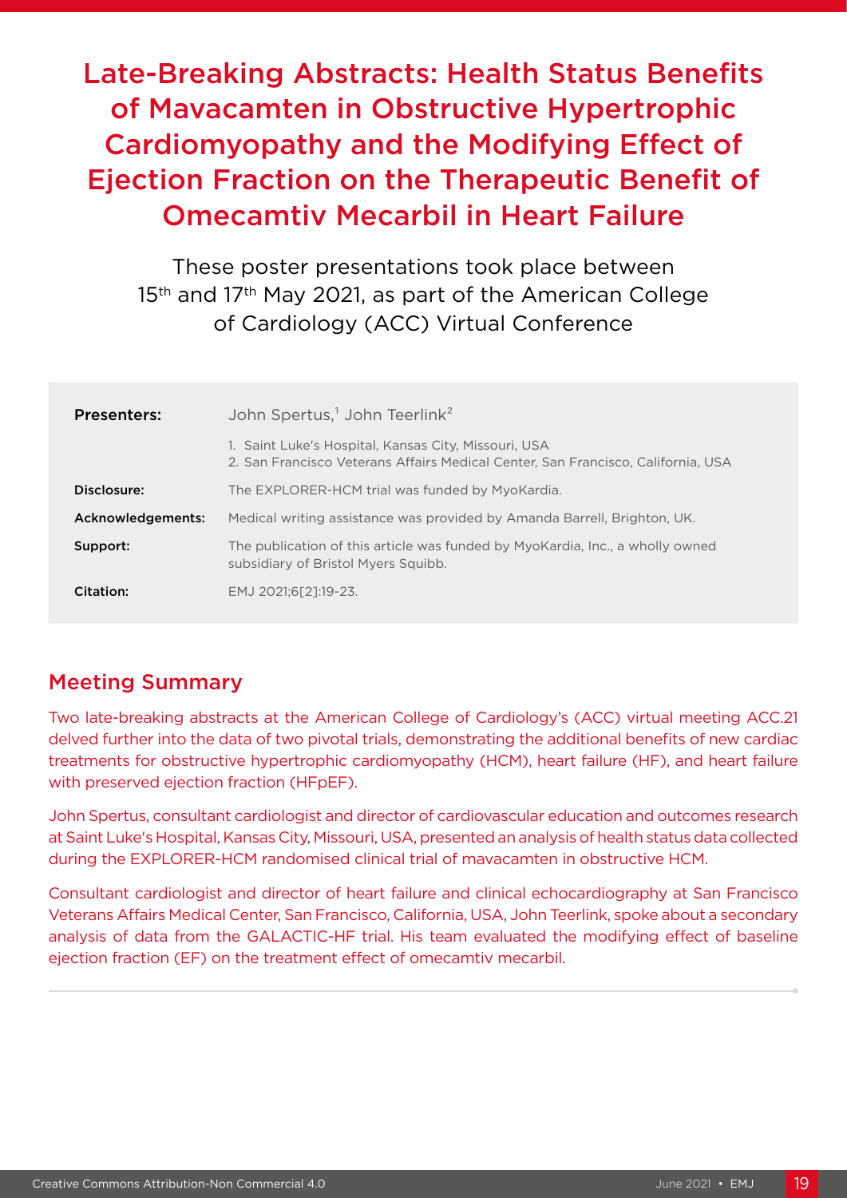# Late-Breaking Abstracts: Health Status Benefits of Mavacamten in Obstructive Hypertrophic Cardiomyopathy and the Modifying Effect of Ejection Fraction on the Therapeutic Benefit of Omecamtiv Mecarbil in Heart Failure

These poster presentations took place between 15th and 17th May 2021, as part of the American College of Cardiology (ACC) Virtual Conference

| | |
|---|---|
| **Presenters:** | John Spertus,[1] John Teerlink[2]<br>1. Saint Luke's Hospital, Kansas City, Missouri, USA<br>2. San Francisco Veterans Affairs Medical Center, San Francisco, California, USA |
| **Disclosure:** | The EXPLORER-HCM trial was funded by MyoKardia. |
| **Acknowledgements:** | Medical writing assistance was provided by Amanda Barrell, Brighton, UK. |
| **Support:** | The publication of this article was funded by MyoKardia, Inc., a wholly owned subsidiary of Bristol Myers Squibb. |
| **Citation:** | EMJ 2021;6[2]:19-23. |

## Meeting Summary

Two late-breaking abstracts at the American College of Cardiology's (ACC) virtual meeting ACC.21 delved further into the data of two pivotal trials, demonstrating the additional benefits of new cardiac treatments for obstructive hypertrophic cardiomyopathy (HCM), heart failure (HF), and heart failure with preserved ejection fraction (HFpEF).

John Spertus, consultant cardiologist and director of cardiovascular education and outcomes research at Saint Luke's Hospital, Kansas City, Missouri, USA, presented an analysis of health status data collected during the EXPLORER-HCM randomised clinical trial of mavacamten in obstructive HCM.

Consultant cardiologist and director of heart failure and clinical echocardiography at San Francisco Veterans Affairs Medical Center, San Francisco, California, USA, John Teerlink, spoke about a secondary analysis of data from the GALACTIC-HF trial. His team evaluated the modifying effect of baseline ejection fraction (EF) on the treatment effect of omecamtiv mecarbil.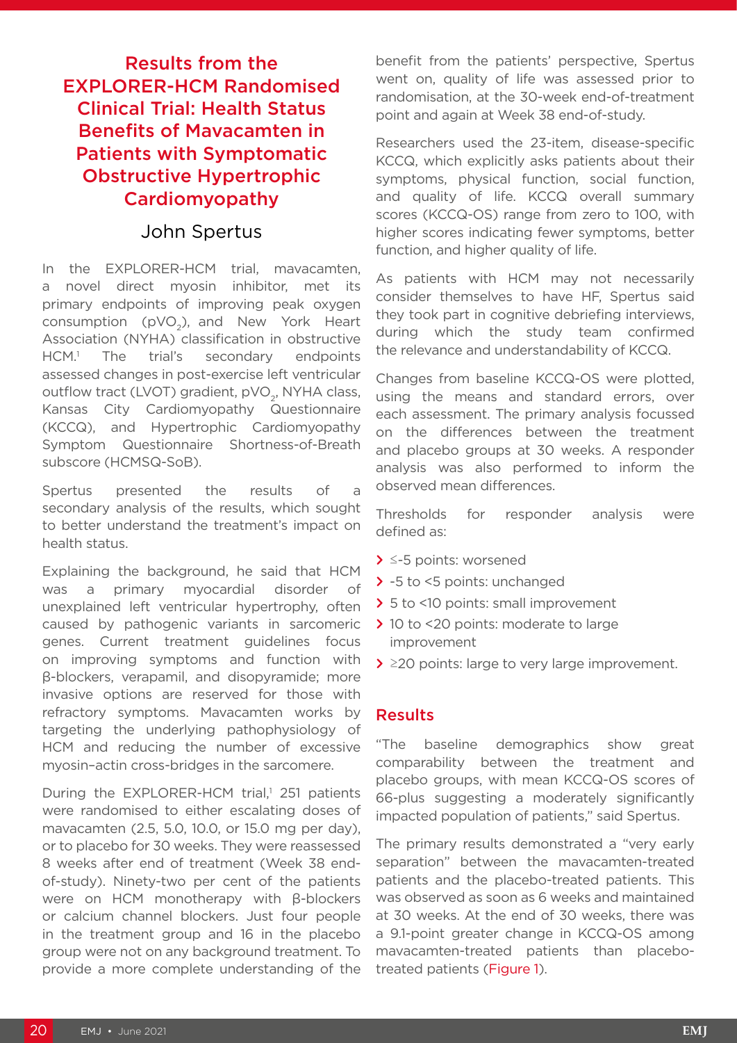# Results from the EXPLORER-HCM Randomised Clinical Trial: Health Status Benefits of Mavacamten in Patients with Symptomatic Obstructive Hypertrophic Cardiomyopathy

## John Spertus

In the EXPLORER-HCM trial, mavacamten, a novel direct myosin inhibitor, met its primary endpoints of improving peak oxygen consumption ($pVO_2$), and New York Heart Association (NYHA) classification in obstructive HCM.[1] The trial's secondary endpoints assessed changes in post-exercise left ventricular outflow tract (LVOT) gradient, $pVO_2$, NYHA class, Kansas City Cardiomyopathy Questionnaire (KCCQ), and Hypertrophic Cardiomyopathy Symptom Questionnaire Shortness-of-Breath subscore (HCMSQ-SoB).

Spertus presented the results of a secondary analysis of the results, which sought to better understand the treatment's impact on health status.

Explaining the background, he said that HCM was a primary myocardial disorder of unexplained left ventricular hypertrophy, often caused by pathogenic variants in sarcomeric genes. Current treatment guidelines focus on improving symptoms and function with β-blockers, verapamil, and disopyramide; more invasive options are reserved for those with refractory symptoms. Mavacamten works by targeting the underlying pathophysiology of HCM and reducing the number of excessive myosin–actin cross-bridges in the sarcomere.

During the EXPLORER-HCM trial,[1] 251 patients were randomised to either escalating doses of mavacamten (2.5, 5.0, 10.0, or 15.0 mg per day), or to placebo for 30 weeks. They were reassessed 8 weeks after end of treatment (Week 38 end-of-study). Ninety-two per cent of the patients were on HCM monotherapy with β-blockers or calcium channel blockers. Just four people in the treatment group and 16 in the placebo group were not on any background treatment. To provide a more complete understanding of the benefit from the patients' perspective, Spertus went on, quality of life was assessed prior to randomisation, at the 30-week end-of-treatment point and again at Week 38 end-of-study.

Researchers used the 23-item, disease-specific KCCQ, which explicitly asks patients about their symptoms, physical function, social function, and quality of life. KCCQ overall summary scores (KCCQ-OS) range from zero to 100, with higher scores indicating fewer symptoms, better function, and higher quality of life.

As patients with HCM may not necessarily consider themselves to have HF, Spertus said they took part in cognitive debriefing interviews, during which the study team confirmed the relevance and understandability of KCCQ.

Changes from baseline KCCQ-OS were plotted, using the means and standard errors, over each assessment. The primary analysis focussed on the differences between the treatment and placebo groups at 30 weeks. A responder analysis was also performed to inform the observed mean differences.

Thresholds for responder analysis were defined as:

- ≤-5 points: worsened
- -5 to <5 points: unchanged
- 5 to <10 points: small improvement
- 10 to <20 points: moderate to large improvement
- ≥20 points: large to very large improvement.

## Results

"The baseline demographics show great comparability between the treatment and placebo groups, with mean KCCQ-OS scores of 66-plus suggesting a moderately significantly impacted population of patients," said Spertus.

The primary results demonstrated a "very early separation" between the mavacamten-treated patients and the placebo-treated patients. This was observed as soon as 6 weeks and maintained at 30 weeks. At the end of 30 weeks, there was a 9.1-point greater change in KCCQ-OS among mavacamten-treated patients than placebo-treated patients (Figure 1).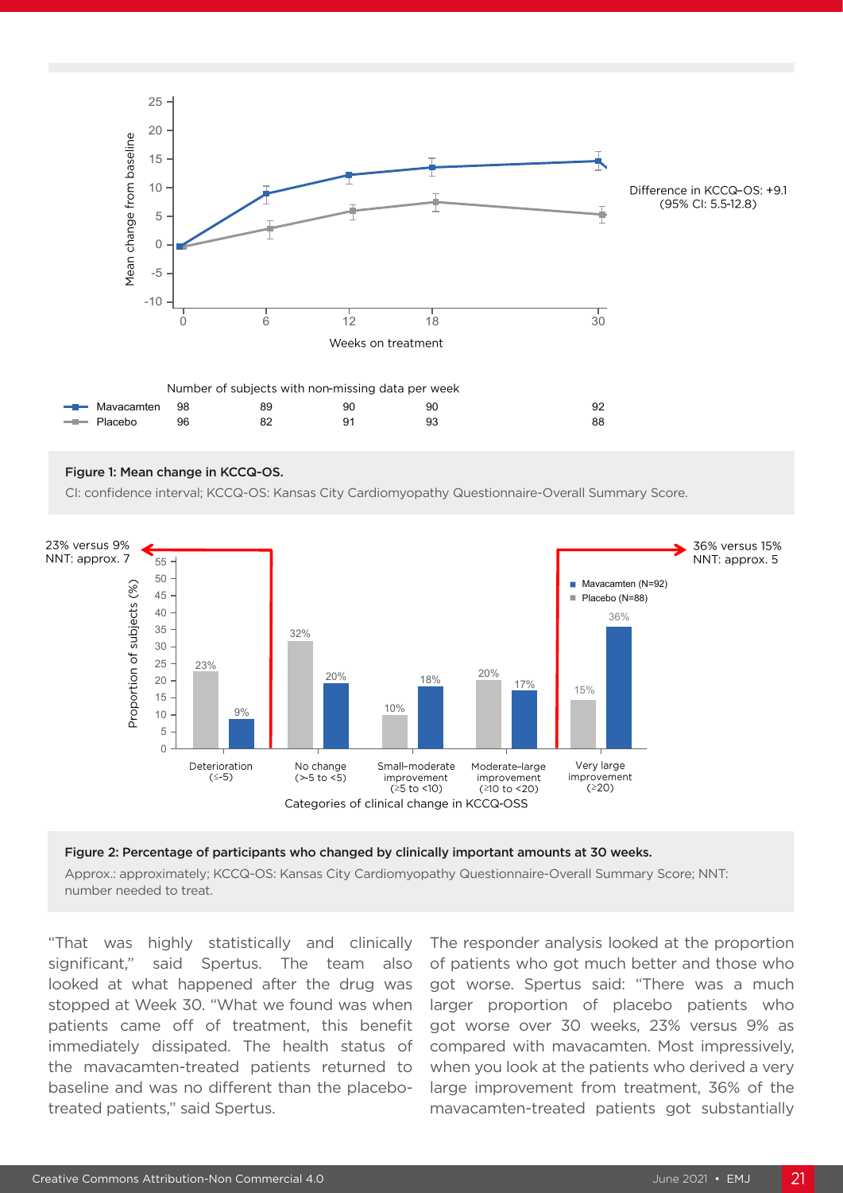Figure 1: Mean change in KCCQ-OS.

CI: confidence interval; KCCQ-OS: Kansas City Cardiomyopathy Questionnaire-Overall Summary Score.

Figure 2: Percentage of participants who changed by clinically important amounts at 30 weeks.

Approx.: approximately; KCCQ-OS: Kansas City Cardiomyopathy Questionnaire-Overall Summary Score; NNT: number needed to treat.

"That was highly statistically and clinically significant," said Spertus. The team also looked at what happened after the drug was stopped at Week 30. "What we found was when patients came off of treatment, this benefit immediately dissipated. The health status of the mavacamten-treated patients returned to baseline and was no different than the placebo-treated patients," said Spertus.

The responder analysis looked at the proportion of patients who got much better and those who got worse. Spertus said: "There was a much larger proportion of placebo patients who got worse over 30 weeks, 23% versus 9% as compared with mavacamten. Most impressively, when you look at the patients who derived a very large improvement from treatment, 36% of the mavacamten-treated patients got substantially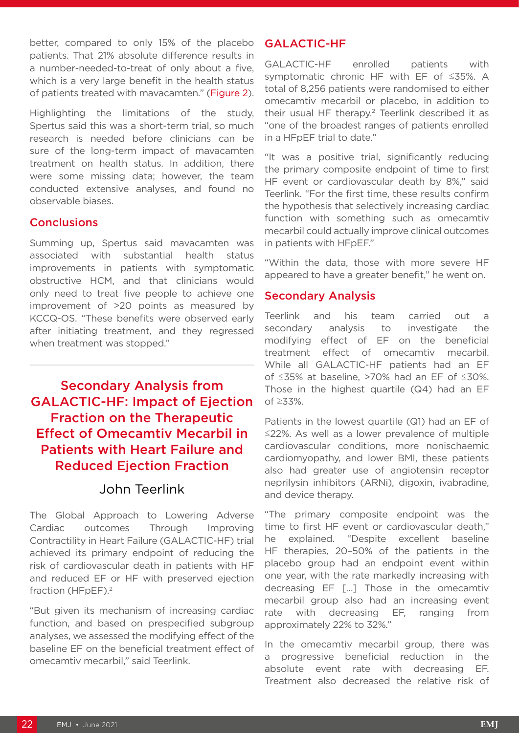better, compared to only 15% of the placebo patients. That 21% absolute difference results in a number-needed-to-treat of only about a five, which is a very large benefit in the health status of patients treated with mavacamten." (Figure 2).

Highlighting the limitations of the study, Spertus said this was a short-term trial, so much research is needed before clinicians can be sure of the long-term impact of mavacamten treatment on health status. In addition, there were some missing data; however, the team conducted extensive analyses, and found no observable biases.

### Conclusions

Summing up, Spertus said mavacamten was associated with substantial health status improvements in patients with symptomatic obstructive HCM, and that clinicians would only need to treat five people to achieve one improvement of >20 points as measured by KCCQ-OS. "These benefits were observed early after initiating treatment, and they regressed when treatment was stopped."

## Secondary Analysis from GALACTIC-HF: Impact of Ejection Fraction on the Therapeutic Effect of Omecamtiv Mecarbil in Patients with Heart Failure and Reduced Ejection Fraction

John Teerlink

The Global Approach to Lowering Adverse Cardiac outcomes Through Improving Contractility in Heart Failure (GALACTIC-HF) trial achieved its primary endpoint of reducing the risk of cardiovascular death in patients with HF and reduced EF or HF with preserved ejection fraction (HFpEF).[2]

"But given its mechanism of increasing cardiac function, and based on prespecified subgroup analyses, we assessed the modifying effect of the baseline EF on the beneficial treatment effect of omecamtiv mecarbil," said Teerlink.

### GALACTIC-HF

GALACTIC-HF enrolled patients with symptomatic chronic HF with EF of ≤35%. A total of 8,256 patients were randomised to either omecamtiv mecarbil or placebo, in addition to their usual HF therapy.[2] Teerlink described it as "one of the broadest ranges of patients enrolled in a HFpEF trial to date."

"It was a positive trial, significantly reducing the primary composite endpoint of time to first HF event or cardiovascular death by 8%," said Teerlink. "For the first time, these results confirm the hypothesis that selectively increasing cardiac function with something such as omecamtiv mecarbil could actually improve clinical outcomes in patients with HFpEF."

"Within the data, those with more severe HF appeared to have a greater benefit," he went on.

### Secondary Analysis

Teerlink and his team carried out a secondary analysis to investigate the modifying effect of EF on the beneficial treatment effect of omecamtiv mecarbil. While all GALACTIC-HF patients had an EF of ≤35% at baseline, >70% had an EF of ≤30%. Those in the highest quartile (Q4) had an EF of ≥33%.

Patients in the lowest quartile (Q1) had an EF of ≤22%. As well as a lower prevalence of multiple cardiovascular conditions, more nonischaemic cardiomyopathy, and lower BMI, these patients also had greater use of angiotensin receptor neprilysin inhibitors (ARNi), digoxin, ivabradine, and device therapy.

"The primary composite endpoint was the time to first HF event or cardiovascular death," he explained. "Despite excellent baseline HF therapies, 20–50% of the patients in the placebo group had an endpoint event within one year, with the rate markedly increasing with decreasing EF [...] Those in the omecamtiv mecarbil group also had an increasing event rate with decreasing EF, ranging from approximately 22% to 32%."

In the omecamtiv mecarbil group, there was a progressive beneficial reduction in the absolute event rate with decreasing EF. Treatment also decreased the relative risk of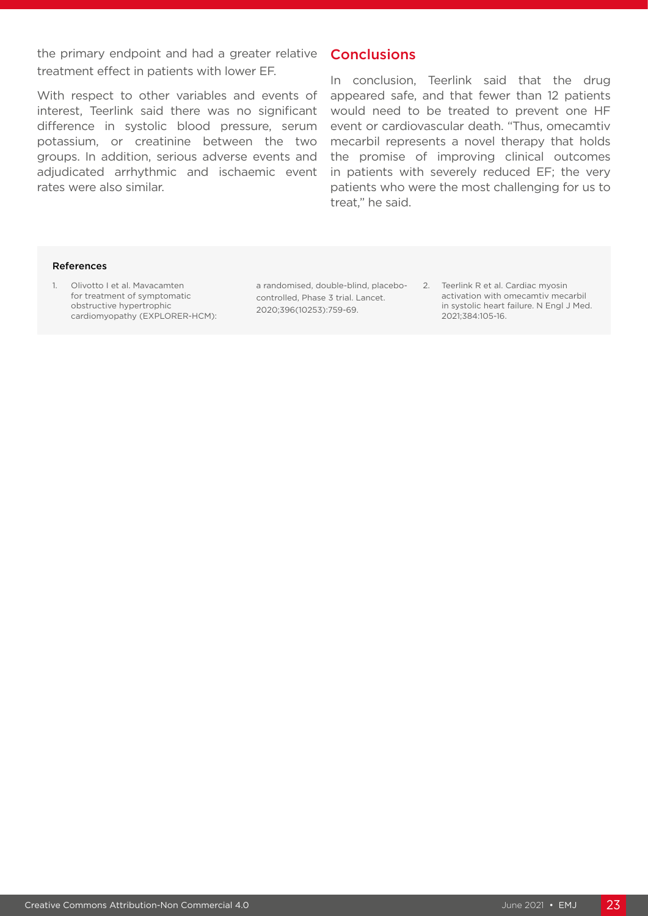the primary endpoint and had a greater relative treatment effect in patients with lower EF.

With respect to other variables and events of interest, Teerlink said there was no significant difference in systolic blood pressure, serum potassium, or creatinine between the two groups. In addition, serious adverse events and adjudicated arrhythmic and ischaemic event rates were also similar.

## Conclusions

In conclusion, Teerlink said that the drug appeared safe, and that fewer than 12 patients would need to be treated to prevent one HF event or cardiovascular death. "Thus, omecamtiv mecarbil represents a novel therapy that holds the promise of improving clinical outcomes in patients with severely reduced EF; the very patients who were the most challenging for us to treat," he said.

### References

1. Olivotto I et al. Mavacamten for treatment of symptomatic obstructive hypertrophic cardiomyopathy (EXPLORER-HCM): a randomised, double-blind, placebo-controlled, Phase 3 trial. Lancet. 2020;396(10253):759-69.
2. Teerlink R et al. Cardiac myosin activation with omecamtiv mecarbil in systolic heart failure. N Engl J Med. 2021;384:105-16.